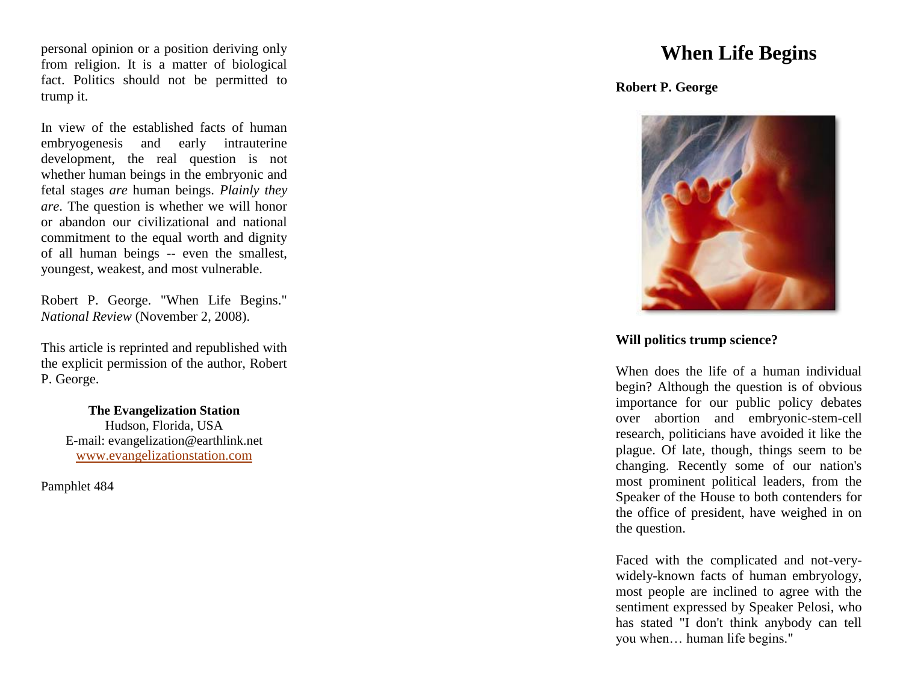# When Life Begins

**Robert P. George**

**Will politics trump science?**

When does the life of a human individual begin? Although the question is of obvious importance for our public policy debates over abortion and embryonic-stem-cell research, politicians have avoided it like the plague. Of late, though, things seem to be changing. Recently some of our nation's most prominent political leaders, from the Speaker of the House to both contenders for the office of president, have weighed in on the question.

Faced with the complicated and not-very-widely-known facts of human embryology, most people are inclined to agree with the sentiment expressed by Speaker Pelosi, who has stated "I don't think anybody can tell you when… human life begins."

---

personal opinion or a position deriving only from religion. It is a matter of biological fact. Politics should not be permitted to trump it.

In view of the established facts of human embryogenesis and early intrauterine development, the real question is not whether human beings in the embryonic and fetal stages *are* human beings. *Plainly they are*. The question is whether we will honor or abandon our civilizational and national commitment to the equal worth and dignity of all human beings -- even the smallest, youngest, weakest, and most vulnerable.

Robert P. George. "When Life Begins." *National Review* (November 2, 2008).

This article is reprinted and republished with the explicit permission of the author, Robert P. George.

**The Evangelization Station**
Hudson, Florida, USA
E-mail: evangelization@earthlink.net
www.evangelizationstation.com

Pamphlet 484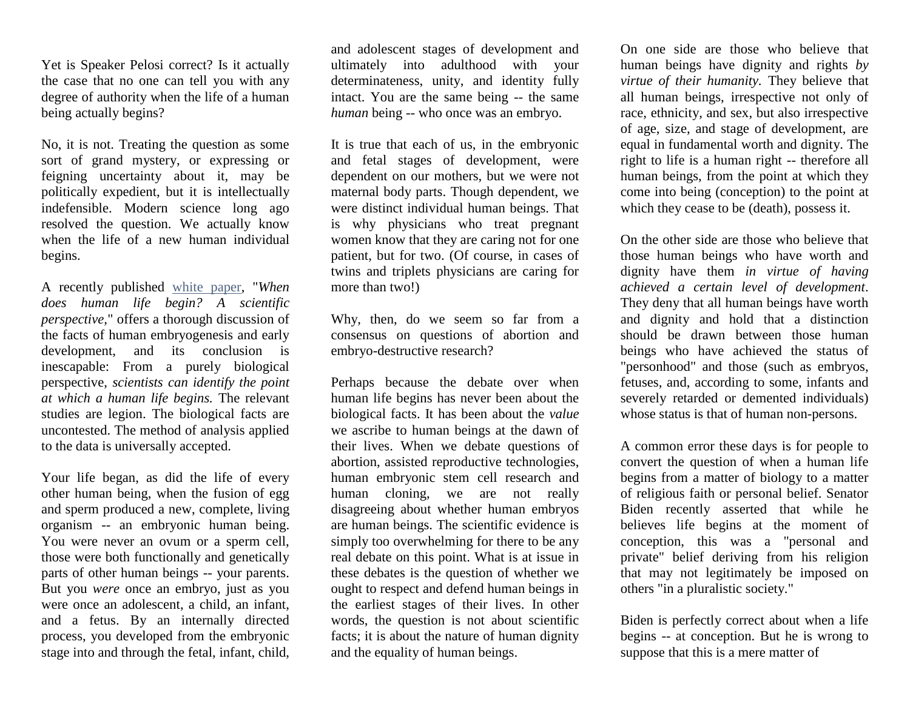Yet is Speaker Pelosi correct? Is it actually the case that no one can tell you with any degree of authority when the life of a human being actually begins?

No, it is not. Treating the question as some sort of grand mystery, or expressing or feigning uncertainty about it, may be politically expedient, but it is intellectually indefensible. Modern science long ago resolved the question. We actually know when the life of a new human individual begins.

A recently published white paper, "*When does human life begin? A scientific perspective*," offers a thorough discussion of the facts of human embryogenesis and early development, and its conclusion is inescapable: From a purely biological perspective, *scientists can identify the point at which a human life begins.* The relevant studies are legion. The biological facts are uncontested. The method of analysis applied to the data is universally accepted.

Your life began, as did the life of every other human being, when the fusion of egg and sperm produced a new, complete, living organism -- an embryonic human being. You were never an ovum or a sperm cell, those were both functionally and genetically parts of other human beings -- your parents. But you *were* once an embryo, just as you were once an adolescent, a child, an infant, and a fetus. By an internally directed process, you developed from the embryonic stage into and through the fetal, infant, child, and adolescent stages of development and ultimately into adulthood with your determinateness, unity, and identity fully intact. You are the same being -- the same *human* being -- who once was an embryo.

It is true that each of us, in the embryonic and fetal stages of development, were dependent on our mothers, but we were not maternal body parts. Though dependent, we were distinct individual human beings. That is why physicians who treat pregnant women know that they are caring not for one patient, but for two. (Of course, in cases of twins and triplets physicians are caring for more than two!)

Why, then, do we seem so far from a consensus on questions of abortion and embryo-destructive research?

Perhaps because the debate over when human life begins has never been about the biological facts. It has been about the *value* we ascribe to human beings at the dawn of their lives. When we debate questions of abortion, assisted reproductive technologies, human embryonic stem cell research and human cloning, we are not really disagreeing about whether human embryos are human beings. The scientific evidence is simply too overwhelming for there to be any real debate on this point. What is at issue in these debates is the question of whether we ought to respect and defend human beings in the earliest stages of their lives. In other words, the question is not about scientific facts; it is about the nature of human dignity and the equality of human beings.

On one side are those who believe that human beings have dignity and rights *by virtue of their humanity*. They believe that all human beings, irrespective not only of race, ethnicity, and sex, but also irrespective of age, size, and stage of development, are equal in fundamental worth and dignity. The right to life is a human right -- therefore all human beings, from the point at which they come into being (conception) to the point at which they cease to be (death), possess it.

On the other side are those who believe that those human beings who have worth and dignity have them *in virtue of having achieved a certain level of development*. They deny that all human beings have worth and dignity and hold that a distinction should be drawn between those human beings who have achieved the status of "personhood" and those (such as embryos, fetuses, and, according to some, infants and severely retarded or demented individuals) whose status is that of human non-persons.

A common error these days is for people to convert the question of when a human life begins from a matter of biology to a matter of religious faith or personal belief. Senator Biden recently asserted that while he believes life begins at the moment of conception, this was a "personal and private" belief deriving from his religion that may not legitimately be imposed on others "in a pluralistic society."

Biden is perfectly correct about when a life begins -- at conception. But he is wrong to suppose that this is a mere matter of